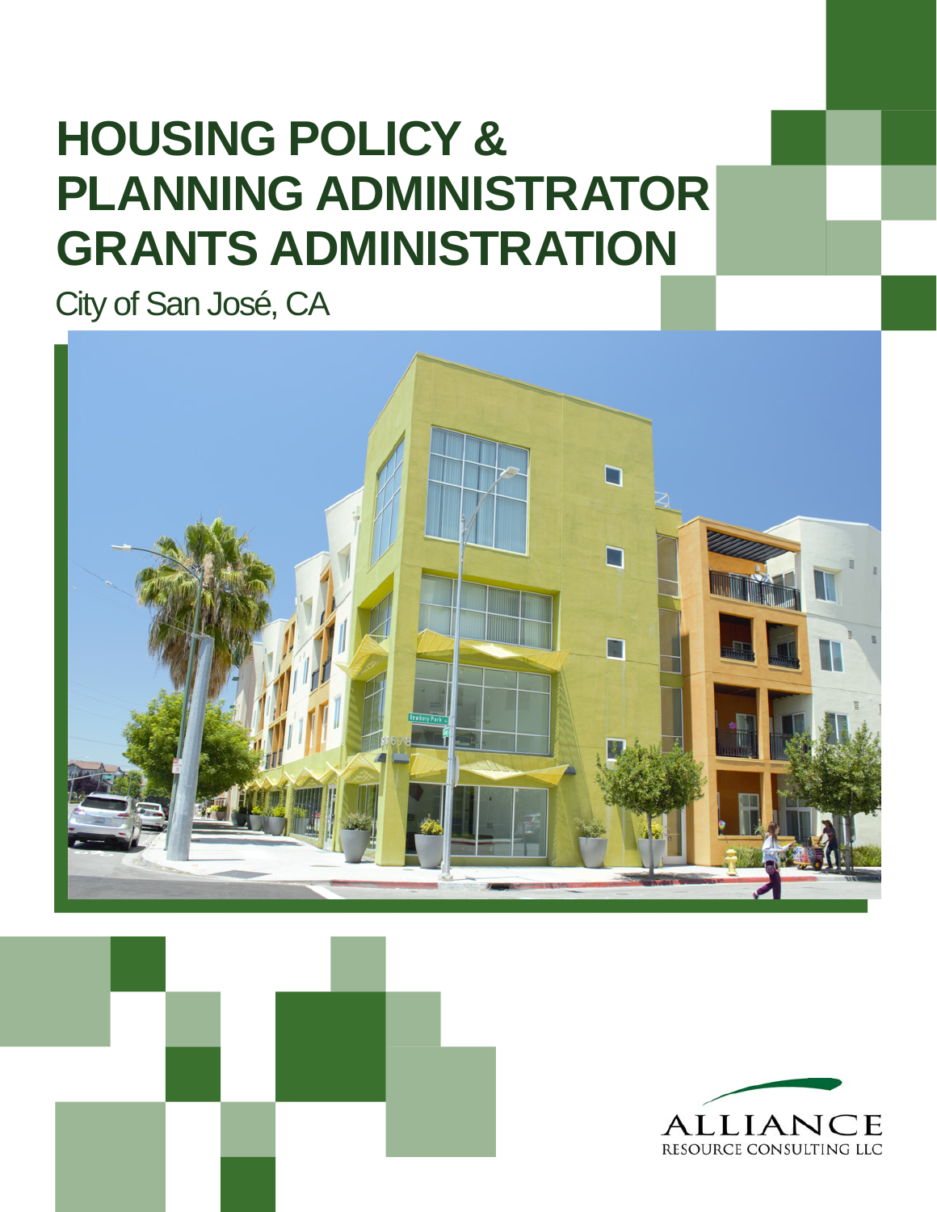# HOUSING POLICY & PLANNING ADMINISTRATOR GRANTS ADMINISTRATION

City of San José, CA

ALLIANCE
RESOURCE CONSULTING LLC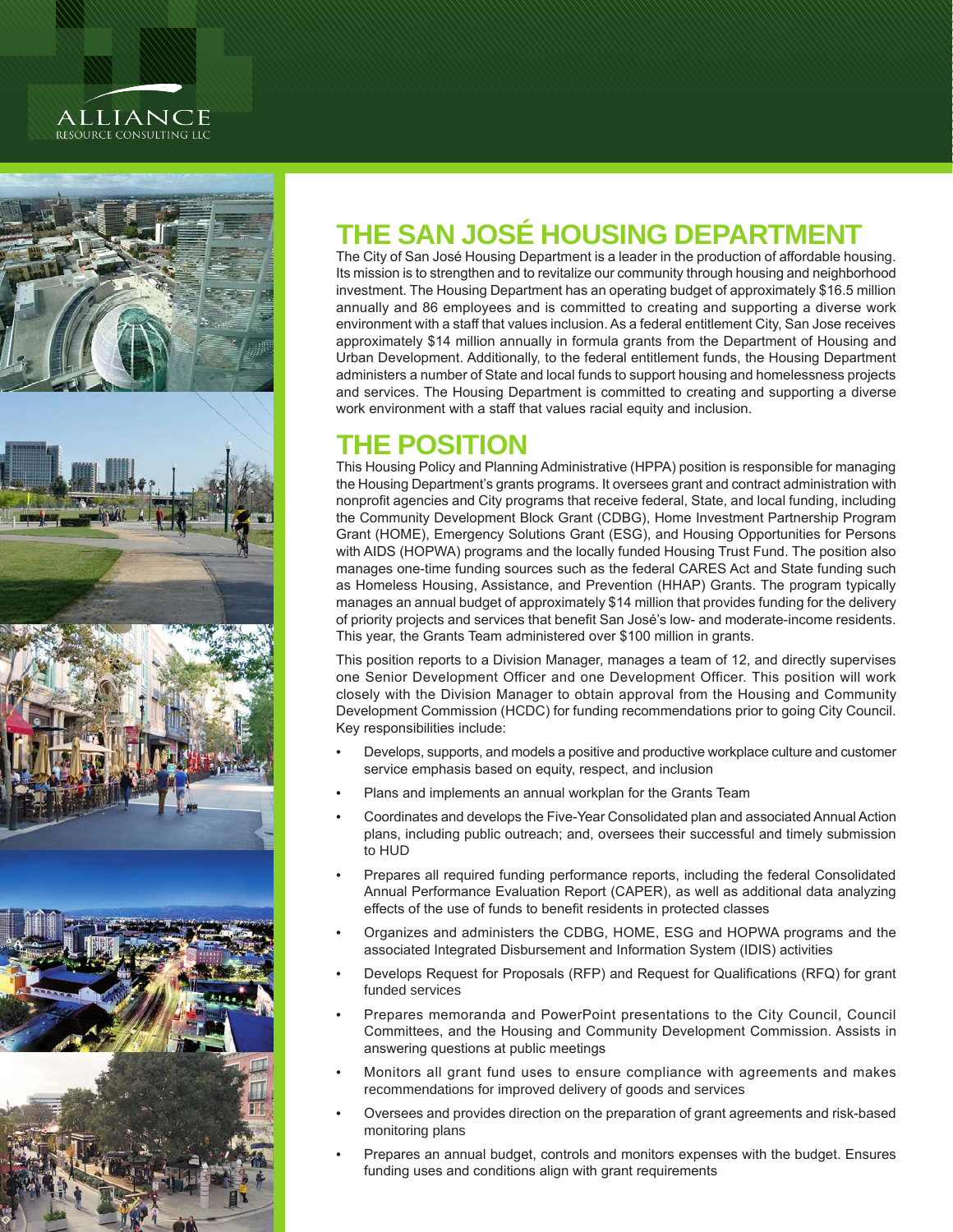# THE SAN JOSÉ HOUSING DEPARTMENT

The City of San José Housing Department is a leader in the production of affordable housing. Its mission is to strengthen and to revitalize our community through housing and neighborhood investment. The Housing Department has an operating budget of approximately $16.5 million annually and 86 employees and is committed to creating and supporting a diverse work environment with a staff that values inclusion. As a federal entitlement City, San Jose receives approximately $14 million annually in formula grants from the Department of Housing and Urban Development. Additionally, to the federal entitlement funds, the Housing Department administers a number of State and local funds to support housing and homelessness projects and services. The Housing Department is committed to creating and supporting a diverse work environment with a staff that values racial equity and inclusion.

# THE POSITION

This Housing Policy and Planning Administrative (HPPA) position is responsible for managing the Housing Department's grants programs. It oversees grant and contract administration with nonprofit agencies and City programs that receive federal, State, and local funding, including the Community Development Block Grant (CDBG), Home Investment Partnership Program Grant (HOME), Emergency Solutions Grant (ESG), and Housing Opportunities for Persons with AIDS (HOPWA) programs and the locally funded Housing Trust Fund. The position also manages one-time funding sources such as the federal CARES Act and State funding such as Homeless Housing, Assistance, and Prevention (HHAP) Grants. The program typically manages an annual budget of approximately $14 million that provides funding for the delivery of priority projects and services that benefit San José's low- and moderate-income residents. This year, the Grants Team administered over $100 million in grants.

This position reports to a Division Manager, manages a team of 12, and directly supervises one Senior Development Officer and one Development Officer. This position will work closely with the Division Manager to obtain approval from the Housing and Community Development Commission (HCDC) for funding recommendations prior to going City Council. Key responsibilities include:

- Develops, supports, and models a positive and productive workplace culture and customer service emphasis based on equity, respect, and inclusion
- Plans and implements an annual workplan for the Grants Team
- Coordinates and develops the Five-Year Consolidated plan and associated Annual Action plans, including public outreach; and, oversees their successful and timely submission to HUD
- Prepares all required funding performance reports, including the federal Consolidated Annual Performance Evaluation Report (CAPER), as well as additional data analyzing effects of the use of funds to benefit residents in protected classes
- Organizes and administers the CDBG, HOME, ESG and HOPWA programs and the associated Integrated Disbursement and Information System (IDIS) activities
- Develops Request for Proposals (RFP) and Request for Qualifications (RFQ) for grant funded services
- Prepares memoranda and PowerPoint presentations to the City Council, Council Committees, and the Housing and Community Development Commission. Assists in answering questions at public meetings
- Monitors all grant fund uses to ensure compliance with agreements and makes recommendations for improved delivery of goods and services
- Oversees and provides direction on the preparation of grant agreements and risk-based monitoring plans
- Prepares an annual budget, controls and monitors expenses with the budget. Ensures funding uses and conditions align with grant requirements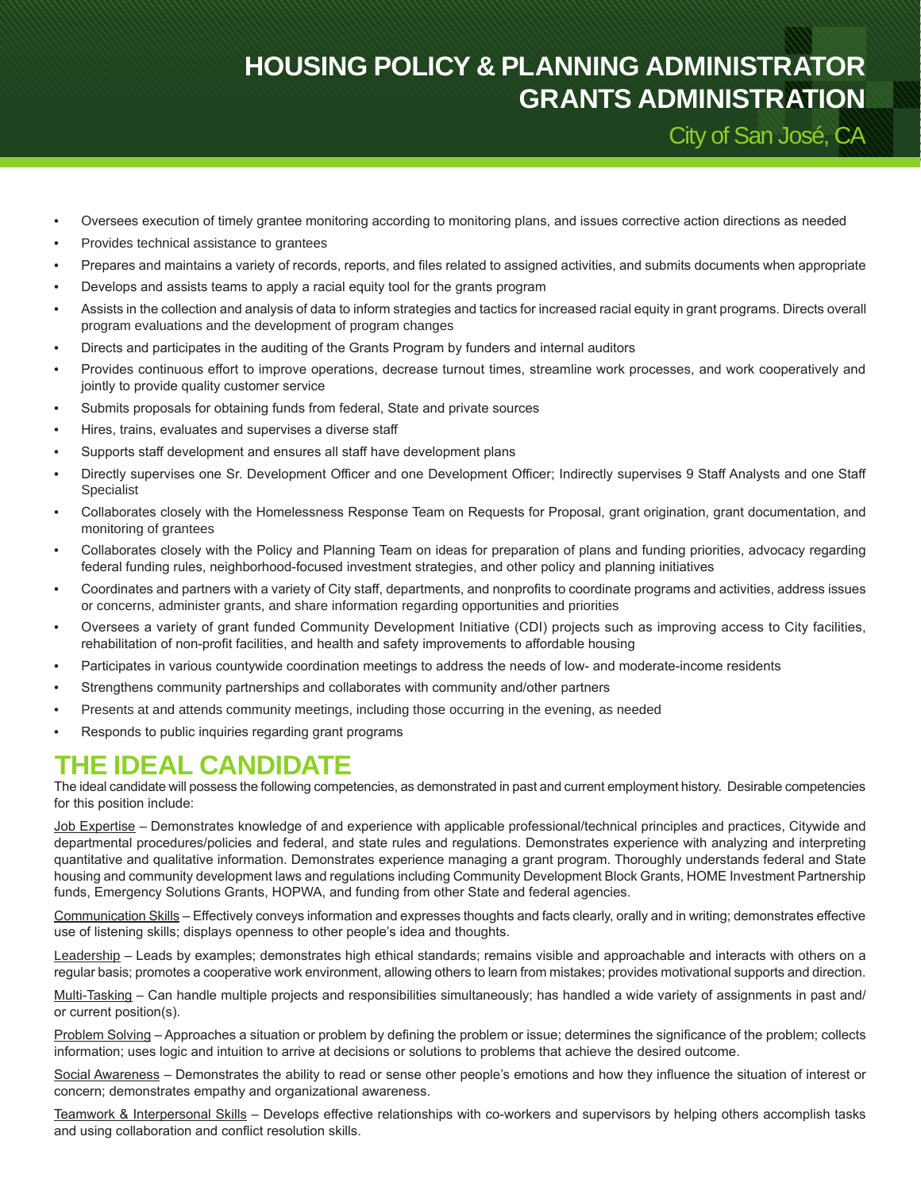- Oversees execution of timely grantee monitoring according to monitoring plans, and issues corrective action directions as needed
- Provides technical assistance to grantees
- Prepares and maintains a variety of records, reports, and files related to assigned activities, and submits documents when appropriate
- Develops and assists teams to apply a racial equity tool for the grants program
- Assists in the collection and analysis of data to inform strategies and tactics for increased racial equity in grant programs. Directs overall program evaluations and the development of program changes
- Directs and participates in the auditing of the Grants Program by funders and internal auditors
- Provides continuous effort to improve operations, decrease turnout times, streamline work processes, and work cooperatively and jointly to provide quality customer service
- Submits proposals for obtaining funds from federal, State and private sources
- Hires, trains, evaluates and supervises a diverse staff
- Supports staff development and ensures all staff have development plans
- Directly supervises one Sr. Development Officer and one Development Officer; Indirectly supervises 9 Staff Analysts and one Staff Specialist
- Collaborates closely with the Homelessness Response Team on Requests for Proposal, grant origination, grant documentation, and monitoring of grantees
- Collaborates closely with the Policy and Planning Team on ideas for preparation of plans and funding priorities, advocacy regarding federal funding rules, neighborhood-focused investment strategies, and other policy and planning initiatives
- Coordinates and partners with a variety of City staff, departments, and nonprofits to coordinate programs and activities, address issues or concerns, administer grants, and share information regarding opportunities and priorities
- Oversees a variety of grant funded Community Development Initiative (CDI) projects such as improving access to City facilities, rehabilitation of non-profit facilities, and health and safety improvements to affordable housing
- Participates in various countywide coordination meetings to address the needs of low- and moderate-income residents
- Strengthens community partnerships and collaborates with community and/other partners
- Presents at and attends community meetings, including those occurring in the evening, as needed
- Responds to public inquiries regarding grant programs

## THE IDEAL CANDIDATE

The ideal candidate will possess the following competencies, as demonstrated in past and current employment history. Desirable competencies for this position include:

Job Expertise – Demonstrates knowledge of and experience with applicable professional/technical principles and practices, Citywide and departmental procedures/policies and federal, and state rules and regulations. Demonstrates experience with analyzing and interpreting quantitative and qualitative information. Demonstrates experience managing a grant program. Thoroughly understands federal and State housing and community development laws and regulations including Community Development Block Grants, HOME Investment Partnership funds, Emergency Solutions Grants, HOPWA, and funding from other State and federal agencies.

Communication Skills – Effectively conveys information and expresses thoughts and facts clearly, orally and in writing; demonstrates effective use of listening skills; displays openness to other people's idea and thoughts.

Leadership – Leads by examples; demonstrates high ethical standards; remains visible and approachable and interacts with others on a regular basis; promotes a cooperative work environment, allowing others to learn from mistakes; provides motivational supports and direction.

Multi-Tasking – Can handle multiple projects and responsibilities simultaneously; has handled a wide variety of assignments in past and/or current position(s).

Problem Solving – Approaches a situation or problem by defining the problem or issue; determines the significance of the problem; collects information; uses logic and intuition to arrive at decisions or solutions to problems that achieve the desired outcome.

Social Awareness – Demonstrates the ability to read or sense other people's emotions and how they influence the situation of interest or concern; demonstrates empathy and organizational awareness.

Teamwork & Interpersonal Skills – Develops effective relationships with co-workers and supervisors by helping others accomplish tasks and using collaboration and conflict resolution skills.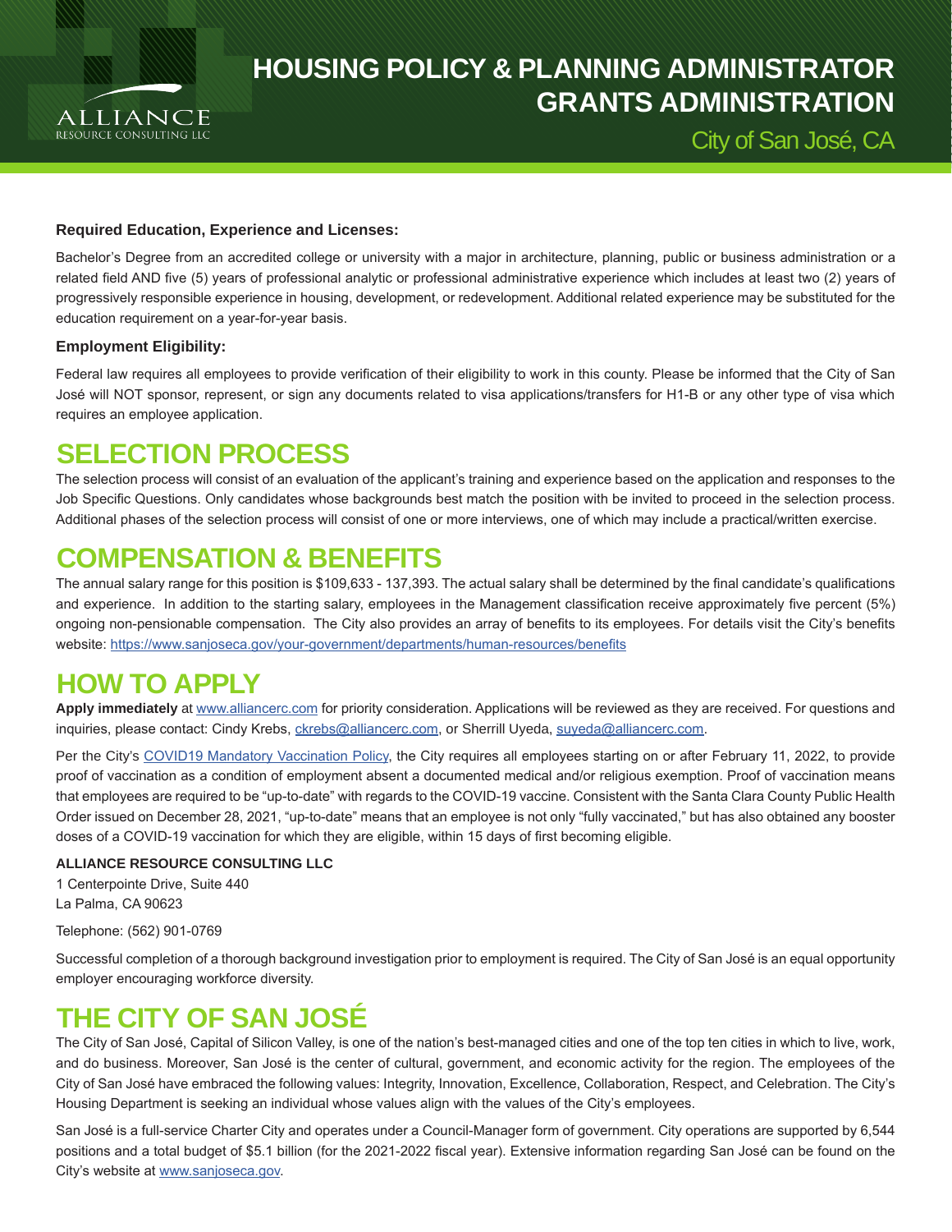# HOUSING POLICY & PLANNING ADMINISTRATOR
# GRANTS ADMINISTRATION

City of San José, CA

**Required Education, Experience and Licenses:**

Bachelor's Degree from an accredited college or university with a major in architecture, planning, public or business administration or a related field AND five (5) years of professional analytic or professional administrative experience which includes at least two (2) years of progressively responsible experience in housing, development, or redevelopment. Additional related experience may be substituted for the education requirement on a year-for-year basis.

**Employment Eligibility:**

Federal law requires all employees to provide verification of their eligibility to work in this county. Please be informed that the City of San José will NOT sponsor, represent, or sign any documents related to visa applications/transfers for H1-B or any other type of visa which requires an employee application.

## SELECTION PROCESS

The selection process will consist of an evaluation of the applicant's training and experience based on the application and responses to the Job Specific Questions. Only candidates whose backgrounds best match the position with be invited to proceed in the selection process. Additional phases of the selection process will consist of one or more interviews, one of which may include a practical/written exercise.

## COMPENSATION & BENEFITS

The annual salary range for this position is $109,633 - 137,393. The actual salary shall be determined by the final candidate's qualifications and experience. In addition to the starting salary, employees in the Management classification receive approximately five percent (5%) ongoing non-pensionable compensation. The City also provides an array of benefits to its employees. For details visit the City's benefits website: https://www.sanjoseca.gov/your-government/departments/human-resources/benefits

## HOW TO APPLY

**Apply immediately** at www.alliancerc.com for priority consideration. Applications will be reviewed as they are received. For questions and inquiries, please contact: Cindy Krebs, ckrebs@alliancerc.com, or Sherrill Uyeda, suyeda@alliancerc.com.

Per the City's COVID19 Mandatory Vaccination Policy, the City requires all employees starting on or after February 11, 2022, to provide proof of vaccination as a condition of employment absent a documented medical and/or religious exemption. Proof of vaccination means that employees are required to be "up-to-date" with regards to the COVID-19 vaccine. Consistent with the Santa Clara County Public Health Order issued on December 28, 2021, "up-to-date" means that an employee is not only "fully vaccinated," but has also obtained any booster doses of a COVID-19 vaccination for which they are eligible, within 15 days of first becoming eligible.

**ALLIANCE RESOURCE CONSULTING LLC**

1 Centerpointe Drive, Suite 440
La Palma, CA 90623

Telephone: (562) 901-0769

Successful completion of a thorough background investigation prior to employment is required. The City of San José is an equal opportunity employer encouraging workforce diversity.

## THE CITY OF SAN JOSÉ

The City of San José, Capital of Silicon Valley, is one of the nation's best-managed cities and one of the top ten cities in which to live, work, and do business. Moreover, San José is the center of cultural, government, and economic activity for the region. The employees of the City of San José have embraced the following values: Integrity, Innovation, Excellence, Collaboration, Respect, and Celebration. The City's Housing Department is seeking an individual whose values align with the values of the City's employees.

San José is a full-service Charter City and operates under a Council-Manager form of government. City operations are supported by 6,544 positions and a total budget of $5.1 billion (for the 2021-2022 fiscal year). Extensive information regarding San José can be found on the City's website at www.sanjoseca.gov.